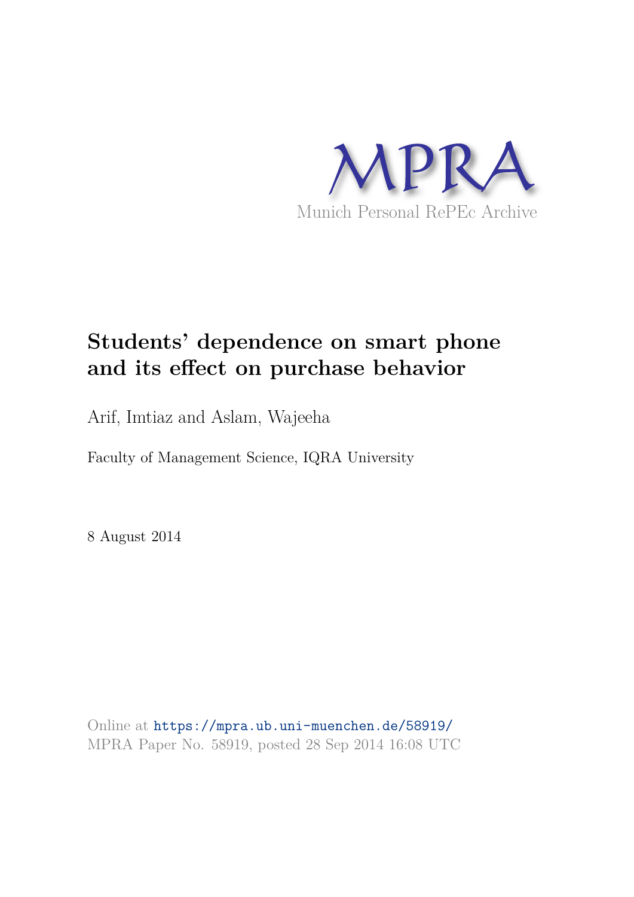MPRA

Munich Personal RePEc Archive

# Students' dependence on smart phone and its effect on purchase behavior

Arif, Imtiaz and Aslam, Wajeeha

Faculty of Management Science, IQRA University

8 August 2014

Online at https://mpra.ub.uni-muenchen.de/58919/
MPRA Paper No. 58919, posted 28 Sep 2014 16:08 UTC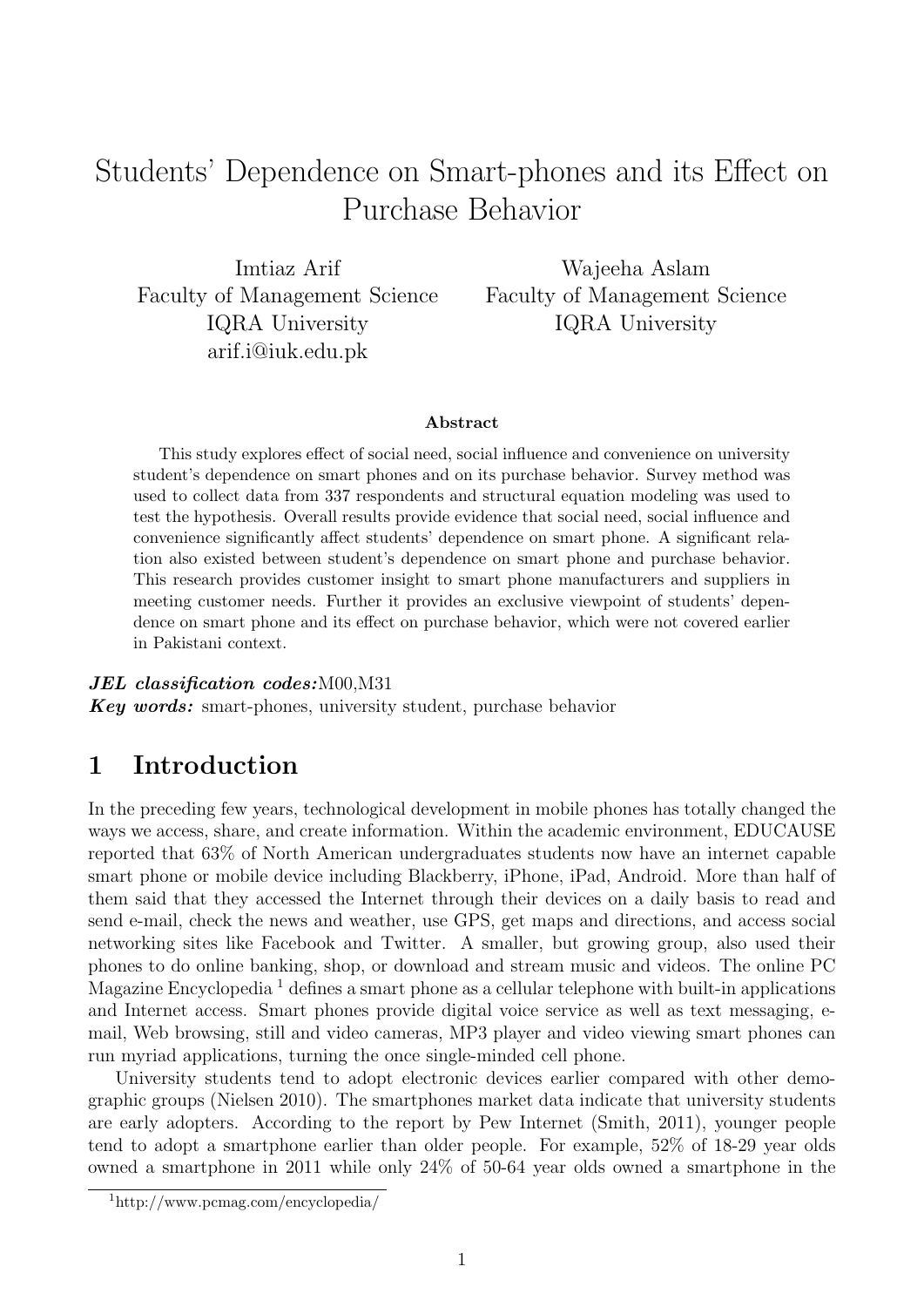# Students' Dependence on Smart-phones and its Effect on Purchase Behavior

Imtiaz Arif
Faculty of Management Science
IQRA University
arif.i@iuk.edu.pk

Wajeeha Aslam
Faculty of Management Science
IQRA University

### Abstract

This study explores effect of social need, social influence and convenience on university student's dependence on smart phones and on its purchase behavior. Survey method was used to collect data from 337 respondents and structural equation modeling was used to test the hypothesis. Overall results provide evidence that social need, social influence and convenience significantly affect students' dependence on smart phone. A significant relation also existed between student's dependence on smart phone and purchase behavior. This research provides customer insight to smart phone manufacturers and suppliers in meeting customer needs. Further it provides an exclusive viewpoint of students' dependence on smart phone and its effect on purchase behavior, which were not covered earlier in Pakistani context.

***JEL classification codes:*** M00,M31
***Key words:*** smart-phones, university student, purchase behavior

## 1 Introduction

In the preceding few years, technological development in mobile phones has totally changed the ways we access, share, and create information. Within the academic environment, EDUCAUSE reported that 63% of North American undergraduates students now have an internet capable smart phone or mobile device including Blackberry, iPhone, iPad, Android. More than half of them said that they accessed the Internet through their devices on a daily basis to read and send e-mail, check the news and weather, use GPS, get maps and directions, and access social networking sites like Facebook and Twitter. A smaller, but growing group, also used their phones to do online banking, shop, or download and stream music and videos. The online PC Magazine Encyclopedia [1] defines a smart phone as a cellular telephone with built-in applications and Internet access. Smart phones provide digital voice service as well as text messaging, e-mail, Web browsing, still and video cameras, MP3 player and video viewing smart phones can run myriad applications, turning the once single-minded cell phone.

University students tend to adopt electronic devices earlier compared with other demographic groups (Nielsen 2010). The smartphones market data indicate that university students are early adopters. According to the report by Pew Internet (Smith, 2011), younger people tend to adopt a smartphone earlier than older people. For example, 52% of 18-29 year olds owned a smartphone in 2011 while only 24% of 50-64 year olds owned a smartphone in the

[1] http://www.pcmag.com/encyclopedia/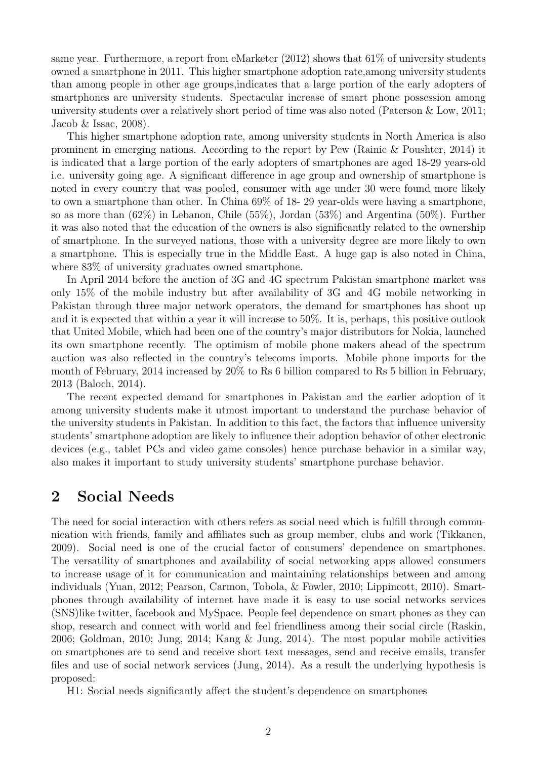same year. Furthermore, a report from eMarketer (2012) shows that 61% of university students owned a smartphone in 2011. This higher smartphone adoption rate,among university students than among people in other age groups,indicates that a large portion of the early adopters of smartphones are university students. Spectacular increase of smart phone possession among university students over a relatively short period of time was also noted (Paterson & Low, 2011; Jacob & Issac, 2008).

This higher smartphone adoption rate, among university students in North America is also prominent in emerging nations. According to the report by Pew (Rainie & Poushter, 2014) it is indicated that a large portion of the early adopters of smartphones are aged 18-29 years-old i.e. university going age. A significant difference in age group and ownership of smartphone is noted in every country that was pooled, consumer with age under 30 were found more likely to own a smartphone than other. In China 69% of 18- 29 year-olds were having a smartphone, so as more than (62%) in Lebanon, Chile (55%), Jordan (53%) and Argentina (50%). Further it was also noted that the education of the owners is also significantly related to the ownership of smartphone. In the surveyed nations, those with a university degree are more likely to own a smartphone. This is especially true in the Middle East. A huge gap is also noted in China, where 83% of university graduates owned smartphone.

In April 2014 before the auction of 3G and 4G spectrum Pakistan smartphone market was only 15% of the mobile industry but after availability of 3G and 4G mobile networking in Pakistan through three major network operators, the demand for smartphones has shoot up and it is expected that within a year it will increase to 50%. It is, perhaps, this positive outlook that United Mobile, which had been one of the country's major distributors for Nokia, launched its own smartphone recently. The optimism of mobile phone makers ahead of the spectrum auction was also reflected in the country's telecoms imports. Mobile phone imports for the month of February, 2014 increased by 20% to Rs 6 billion compared to Rs 5 billion in February, 2013 (Baloch, 2014).

The recent expected demand for smartphones in Pakistan and the earlier adoption of it among university students make it utmost important to understand the purchase behavior of the university students in Pakistan. In addition to this fact, the factors that influence university students' smartphone adoption are likely to influence their adoption behavior of other electronic devices (e.g., tablet PCs and video game consoles) hence purchase behavior in a similar way, also makes it important to study university students' smartphone purchase behavior.

## 2 Social Needs

The need for social interaction with others refers as social need which is fulfill through communication with friends, family and affiliates such as group member, clubs and work (Tikkanen, 2009). Social need is one of the crucial factor of consumers' dependence on smartphones. The versatility of smartphones and availability of social networking apps allowed consumers to increase usage of it for communication and maintaining relationships between and among individuals (Yuan, 2012; Pearson, Carmon, Tobola, & Fowler, 2010; Lippincott, 2010). Smartphones through availability of internet have made it is easy to use social networks services (SNS)like twitter, facebook and MySpace. People feel dependence on smart phones as they can shop, research and connect with world and feel friendliness among their social circle (Raskin, 2006; Goldman, 2010; Jung, 2014; Kang & Jung, 2014). The most popular mobile activities on smartphones are to send and receive short text messages, send and receive emails, transfer files and use of social network services (Jung, 2014). As a result the underlying hypothesis is proposed:

H1: Social needs significantly affect the student's dependence on smartphones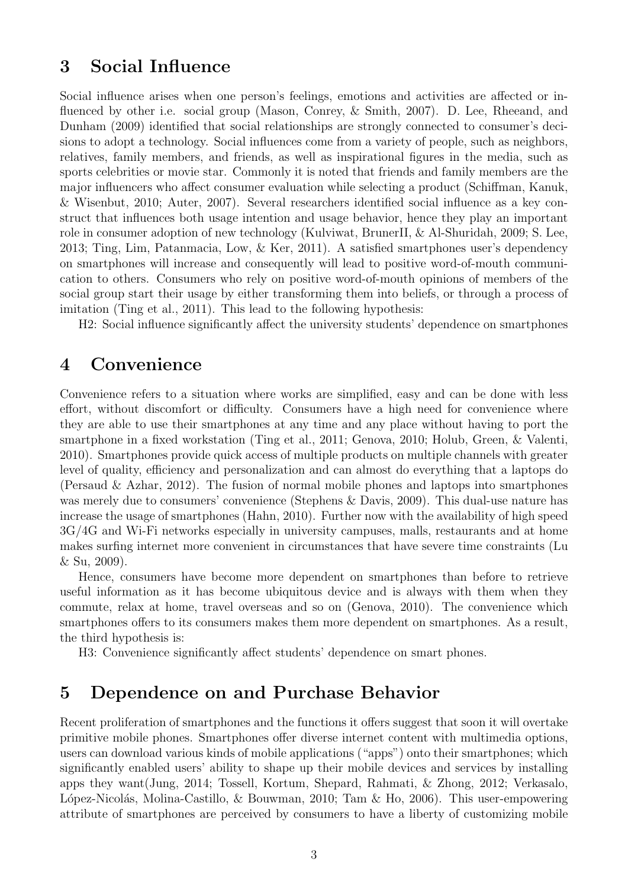## 3 Social Influence

Social influence arises when one person's feelings, emotions and activities are affected or influenced by other i.e. social group (Mason, Conrey, & Smith, 2007). D. Lee, Rheeand, and Dunham (2009) identified that social relationships are strongly connected to consumer's decisions to adopt a technology. Social influences come from a variety of people, such as neighbors, relatives, family members, and friends, as well as inspirational figures in the media, such as sports celebrities or movie star. Commonly it is noted that friends and family members are the major influencers who affect consumer evaluation while selecting a product (Schiffman, Kanuk, & Wisenbut, 2010; Auter, 2007). Several researchers identified social influence as a key construct that influences both usage intention and usage behavior, hence they play an important role in consumer adoption of new technology (Kulviwat, BrunerII, & Al-Shuridah, 2009; S. Lee, 2013; Ting, Lim, Patanmacia, Low, & Ker, 2011). A satisfied smartphones user's dependency on smartphones will increase and consequently will lead to positive word-of-mouth communication to others. Consumers who rely on positive word-of-mouth opinions of members of the social group start their usage by either transforming them into beliefs, or through a process of imitation (Ting et al., 2011). This lead to the following hypothesis:

H2: Social influence significantly affect the university students' dependence on smartphones

## 4 Convenience

Convenience refers to a situation where works are simplified, easy and can be done with less effort, without discomfort or difficulty. Consumers have a high need for convenience where they are able to use their smartphones at any time and any place without having to port the smartphone in a fixed workstation (Ting et al., 2011; Genova, 2010; Holub, Green, & Valenti, 2010). Smartphones provide quick access of multiple products on multiple channels with greater level of quality, efficiency and personalization and can almost do everything that a laptops do (Persaud & Azhar, 2012). The fusion of normal mobile phones and laptops into smartphones was merely due to consumers' convenience (Stephens & Davis, 2009). This dual-use nature has increase the usage of smartphones (Hahn, 2010). Further now with the availability of high speed 3G/4G and Wi-Fi networks especially in university campuses, malls, restaurants and at home makes surfing internet more convenient in circumstances that have severe time constraints (Lu & Su, 2009).

Hence, consumers have become more dependent on smartphones than before to retrieve useful information as it has become ubiquitous device and is always with them when they commute, relax at home, travel overseas and so on (Genova, 2010). The convenience which smartphones offers to its consumers makes them more dependent on smartphones. As a result, the third hypothesis is:

H3: Convenience significantly affect students' dependence on smart phones.

## 5 Dependence on and Purchase Behavior

Recent proliferation of smartphones and the functions it offers suggest that soon it will overtake primitive mobile phones. Smartphones offer diverse internet content with multimedia options, users can download various kinds of mobile applications ("apps") onto their smartphones; which significantly enabled users' ability to shape up their mobile devices and services by installing apps they want(Jung, 2014; Tossell, Kortum, Shepard, Rahmati, & Zhong, 2012; Verkasalo, López-Nicolás, Molina-Castillo, & Bouwman, 2010; Tam & Ho, 2006). This user-empowering attribute of smartphones are perceived by consumers to have a liberty of customizing mobile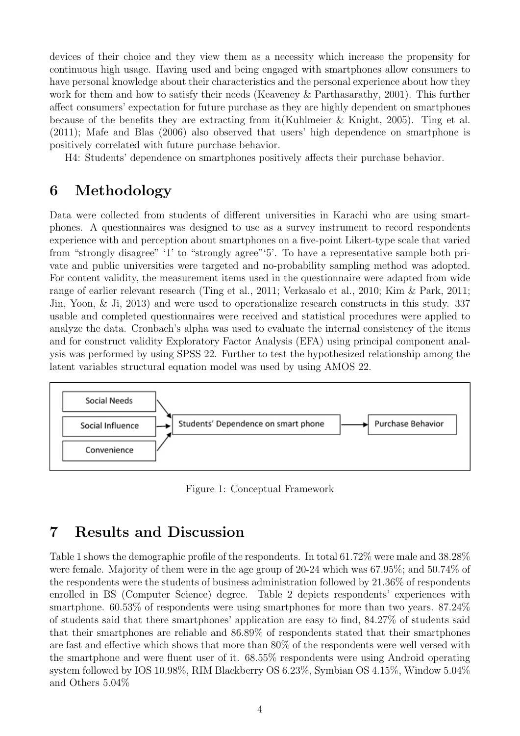devices of their choice and they view them as a necessity which increase the propensity for continuous high usage. Having used and being engaged with smartphones allow consumers to have personal knowledge about their characteristics and the personal experience about how they work for them and how to satisfy their needs (Keaveney & Parthasarathy, 2001). This further affect consumers' expectation for future purchase as they are highly dependent on smartphones because of the benefits they are extracting from it(Kuhlmeier & Knight, 2005). Ting et al. (2011); Mafe and Blas (2006) also observed that users' high dependence on smartphone is positively correlated with future purchase behavior.

H4: Students' dependence on smartphones positively affects their purchase behavior.

# 6 Methodology

Data were collected from students of different universities in Karachi who are using smartphones. A questionnaires was designed to use as a survey instrument to record respondents experience with and perception about smartphones on a five-point Likert-type scale that varied from "strongly disagree" '1' to "strongly agree"'5'. To have a representative sample both private and public universities were targeted and no-probability sampling method was adopted. For content validity, the measurement items used in the questionnaire were adapted from wide range of earlier relevant research (Ting et al., 2011; Verkasalo et al., 2010; Kim & Park, 2011; Jin, Yoon, & Ji, 2013) and were used to operationalize research constructs in this study. 337 usable and completed questionnaires were received and statistical procedures were applied to analyze the data. Cronbach's alpha was used to evaluate the internal consistency of the items and for construct validity Exploratory Factor Analysis (EFA) using principal component analysis was performed by using SPSS 22. Further to test the hypothesized relationship among the latent variables structural equation model was used by using AMOS 22.

Social Needs

Social Influence

Convenience

Students' Dependence on smart phone

Purchase Behavior

Figure 1: Conceptual Framework

# 7 Results and Discussion

Table 1 shows the demographic profile of the respondents. In total 61.72% were male and 38.28% were female. Majority of them were in the age group of 20-24 which was 67.95%; and 50.74% of the respondents were the students of business administration followed by 21.36% of respondents enrolled in BS (Computer Science) degree. Table 2 depicts respondents' experiences with smartphone. 60.53% of respondents were using smartphones for more than two years. 87.24% of students said that there smartphones' application are easy to find, 84.27% of students said that their smartphones are reliable and 86.89% of respondents stated that their smartphones are fast and effective which shows that more than 80% of the respondents were well versed with the smartphone and were fluent user of it. 68.55% respondents were using Android operating system followed by IOS 10.98%, RIM Blackberry OS 6.23%, Symbian OS 4.15%, Window 5.04% and Others 5.04%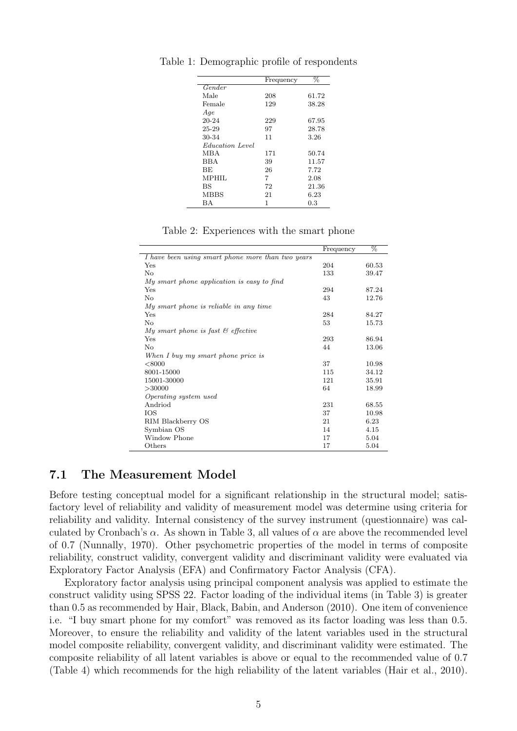Table 1: Demographic profile of respondents

| | Frequency | % |
|---|---|---|
| *Gender* | | |
| Male | 208 | 61.72 |
| Female | 129 | 38.28 |
| *Age* | | |
| 20-24 | 229 | 67.95 |
| 25-29 | 97 | 28.78 |
| 30-34 | 11 | 3.26 |
| *Education Level* | | |
| MBA | 171 | 50.74 |
| BBA | 39 | 11.57 |
| BE | 26 | 7.72 |
| MPHIL | 7 | 2.08 |
| BS | 72 | 21.36 |
| MBBS | 21 | 6.23 |
| BA | 1 | 0.3 |

Table 2: Experiences with the smart phone

| | Frequency | % |
|---|---|---|
| *I have been using smart phone more than two years* | | |
| Yes | 204 | 60.53 |
| No | 133 | 39.47 |
| *My smart phone application is easy to find* | | |
| Yes | 294 | 87.24 |
| No | 43 | 12.76 |
| *My smart phone is reliable in any time* | | |
| Yes | 284 | 84.27 |
| No | 53 | 15.73 |
| *My smart phone is fast & effective* | | |
| Yes | 293 | 86.94 |
| No | 44 | 13.06 |
| *When I buy my smart phone price is* | | |
| <8000 | 37 | 10.98 |
| 8001-15000 | 115 | 34.12 |
| 15001-30000 | 121 | 35.91 |
| >30000 | 64 | 18.99 |
| *Operating system used* | | |
| Andriod | 231 | 68.55 |
| IOS | 37 | 10.98 |
| RIM Blackberry OS | 21 | 6.23 |
| Symbian OS | 14 | 4.15 |
| Window Phone | 17 | 5.04 |
| Others | 17 | 5.04 |

### 7.1 The Measurement Model

Before testing conceptual model for a significant relationship in the structural model; satisfactory level of reliability and validity of measurement model was determine using criteria for reliability and validity. Internal consistency of the survey instrument (questionnaire) was calculated by Cronbach's $\alpha$. As shown in Table 3, all values of $\alpha$ are above the recommended level of 0.7 (Nunnally, 1970). Other psychometric properties of the model in terms of composite reliability, construct validity, convergent validity and discriminant validity were evaluated via Exploratory Factor Analysis (EFA) and Confirmatory Factor Analysis (CFA).

Exploratory factor analysis using principal component analysis was applied to estimate the construct validity using SPSS 22. Factor loading of the individual items (in Table 3) is greater than 0.5 as recommended by Hair, Black, Babin, and Anderson (2010). One item of convenience i.e. "I buy smart phone for my comfort" was removed as its factor loading was less than 0.5. Moreover, to ensure the reliability and validity of the latent variables used in the structural model composite reliability, convergent validity, and discriminant validity were estimated. The composite reliability of all latent variables is above or equal to the recommended value of 0.7 (Table 4) which recommends for the high reliability of the latent variables (Hair et al., 2010).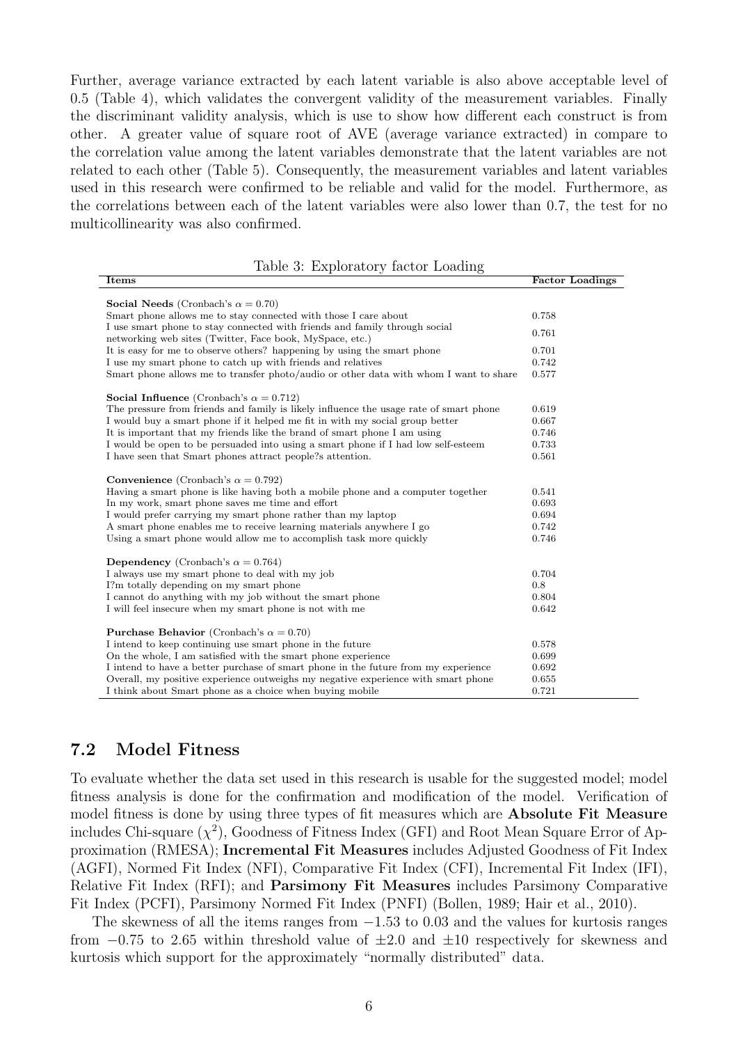Further, average variance extracted by each latent variable is also above acceptable level of 0.5 (Table 4), which validates the convergent validity of the measurement variables. Finally the discriminant validity analysis, which is use to show how different each construct is from other. A greater value of square root of AVE (average variance extracted) in compare to the correlation value among the latent variables demonstrate that the latent variables are not related to each other (Table 5). Consequently, the measurement variables and latent variables used in this research were confirmed to be reliable and valid for the model. Furthermore, as the correlations between each of the latent variables were also lower than 0.7, the test for no multicollinearity was also confirmed.

Table 3: Exploratory factor Loading

| Items | Factor Loadings |
|---|---|
| **Social Needs** (Cronbach's $\alpha = 0.70$) | |
| Smart phone allows me to stay connected with those I care about | 0.758 |
| I use smart phone to stay connected with friends and family through social networking web sites (Twitter, Face book, MySpace, etc.) | 0.761 |
| It is easy for me to observe others? happening by using the smart phone | 0.701 |
| I use my smart phone to catch up with friends and relatives | 0.742 |
| Smart phone allows me to transfer photo/audio or other data with whom I want to share | 0.577 |
| **Social Influence** (Cronbach's $\alpha = 0.712$) | |
| The pressure from friends and family is likely influence the usage rate of smart phone | 0.619 |
| I would buy a smart phone if it helped me fit in with my social group better | 0.667 |
| It is important that my friends like the brand of smart phone I am using | 0.746 |
| I would be open to be persuaded into using a smart phone if I had low self-esteem | 0.733 |
| I have seen that Smart phones attract people?s attention. | 0.561 |
| **Convenience** (Cronbach's $\alpha = 0.792$) | |
| Having a smart phone is like having both a mobile phone and a computer together | 0.541 |
| In my work, smart phone saves me time and effort | 0.693 |
| I would prefer carrying my smart phone rather than my laptop | 0.694 |
| A smart phone enables me to receive learning materials anywhere I go | 0.742 |
| Using a smart phone would allow me to accomplish task more quickly | 0.746 |
| **Dependency** (Cronbach's $\alpha = 0.764$) | |
| I always use my smart phone to deal with my job | 0.704 |
| I?m totally depending on my smart phone | 0.8 |
| I cannot do anything with my job without the smart phone | 0.804 |
| I will feel insecure when my smart phone is not with me | 0.642 |
| **Purchase Behavior** (Cronbach's $\alpha = 0.70$) | |
| I intend to keep continuing use smart phone in the future | 0.578 |
| On the whole, I am satisfied with the smart phone experience | 0.699 |
| I intend to have a better purchase of smart phone in the future from my experience | 0.692 |
| Overall, my positive experience outweighs my negative experience with smart phone | 0.655 |
| I think about Smart phone as a choice when buying mobile | 0.721 |

## 7.2 Model Fitness

To evaluate whether the data set used in this research is usable for the suggested model; model fitness analysis is done for the confirmation and modification of the model. Verification of model fitness is done by using three types of fit measures which are **Absolute Fit Measure** includes Chi-square ($\chi^2$), Goodness of Fitness Index (GFI) and Root Mean Square Error of Approximation (RMESA); **Incremental Fit Measures** includes Adjusted Goodness of Fit Index (AGFI), Normed Fit Index (NFI), Comparative Fit Index (CFI), Incremental Fit Index (IFI), Relative Fit Index (RFI); and **Parsimony Fit Measures** includes Parsimony Comparative Fit Index (PCFI), Parsimony Normed Fit Index (PNFI) (Bollen, 1989; Hair et al., 2010).

The skewness of all the items ranges from $-1.53$ to 0.03 and the values for kurtosis ranges from $-0.75$ to 2.65 within threshold value of $\pm 2.0$ and $\pm 10$ respectively for skewness and kurtosis which support for the approximately "normally distributed" data.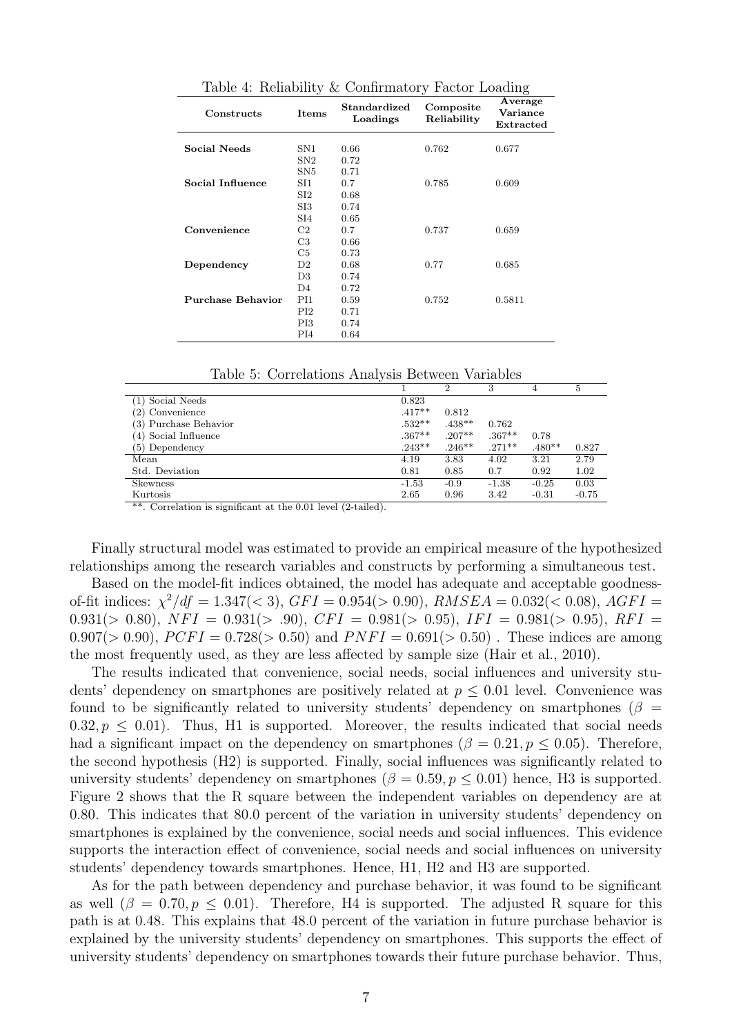Table 4: Reliability & Confirmatory Factor Loading

| Constructs | Items | Standardized Loadings | Composite Reliability | Average Variance Extracted |
|---|---|---|---|---|
| **Social Needs** | SN1 | 0.66 | 0.762 | 0.677 |
| | SN2 | 0.72 | | |
| | SN5 | 0.71 | | |
| **Social Influence** | SI1 | 0.7 | 0.785 | 0.609 |
| | SI2 | 0.68 | | |
| | SI3 | 0.74 | | |
| | SI4 | 0.65 | | |
| **Convenience** | C2 | 0.7 | 0.737 | 0.659 |
| | C3 | 0.66 | | |
| | C5 | 0.73 | | |
| **Dependency** | D2 | 0.68 | 0.77 | 0.685 |
| | D3 | 0.74 | | |
| | D4 | 0.72 | | |
| **Purchase Behavior** | PI1 | 0.59 | 0.752 | 0.5811 |
| | PI2 | 0.71 | | |
| | PI3 | 0.74 | | |
| | PI4 | 0.64 | | |

Table 5: Correlations Analysis Between Variables

| | 1 | 2 | 3 | 4 | 5 |
|---|---|---|---|---|---|
| (1) Social Needs | 0.823 | | | | |
| (2) Convenience | .417** | 0.812 | | | |
| (3) Purchase Behavior | .532** | .438** | 0.762 | | |
| (4) Social Influence | .367** | .207** | .367** | 0.78 | |
| (5) Dependency | .243** | .246** | .271** | .480** | 0.827 |
| Mean | 4.19 | 3.83 | 4.02 | 3.21 | 2.79 |
| Std. Deviation | 0.81 | 0.85 | 0.7 | 0.92 | 1.02 |
| Skewness | -1.53 | -0.9 | -1.38 | -0.25 | 0.03 |
| Kurtosis | 2.65 | 0.96 | 3.42 | -0.31 | -0.75 |

**. Correlation is significant at the 0.01 level (2-tailed).

Finally structural model was estimated to provide an empirical measure of the hypothesized relationships among the research variables and constructs by performing a simultaneous test.

Based on the model-fit indices obtained, the model has adequate and acceptable goodness-of-fit indices: $\chi^2/df = 1.347 (< 3)$, $GFI = 0.954 (> 0.90)$, $RMSEA = 0.032 (< 0.08)$, $AGFI = 0.931 (> 0.80)$, $NFI = 0.931 (> .90)$, $CFI = 0.981 (> 0.95)$, $IFI = 0.981 (> 0.95)$, $RFI = 0.907 (> 0.90)$, $PCFI = 0.728 (> 0.50)$ and $PNFI = 0.691 (> 0.50)$ . These indices are among the most frequently used, as they are less affected by sample size (Hair et al., 2010).

The results indicated that convenience, social needs, social influences and university students' dependency on smartphones are positively related at $p \leq 0.01$ level. Convenience was found to be significantly related to university students' dependency on smartphones ($\beta = 0.32, p \leq 0.01$). Thus, H1 is supported. Moreover, the results indicated that social needs had a significant impact on the dependency on smartphones ($\beta = 0.21, p \leq 0.05$). Therefore, the second hypothesis (H2) is supported. Finally, social influences was significantly related to university students' dependency on smartphones ($\beta = 0.59, p \leq 0.01$) hence, H3 is supported. Figure 2 shows that the R square between the independent variables on dependency are at 0.80. This indicates that 80.0 percent of the variation in university students' dependency on smartphones is explained by the convenience, social needs and social influences. This evidence supports the interaction effect of convenience, social needs and social influences on university students' dependency towards smartphones. Hence, H1, H2 and H3 are supported.

As for the path between dependency and purchase behavior, it was found to be significant as well ($\beta = 0.70, p \leq 0.01$). Therefore, H4 is supported. The adjusted R square for this path is at 0.48. This explains that 48.0 percent of the variation in future purchase behavior is explained by the university students' dependency on smartphones. This supports the effect of university students' dependency on smartphones towards their future purchase behavior. Thus,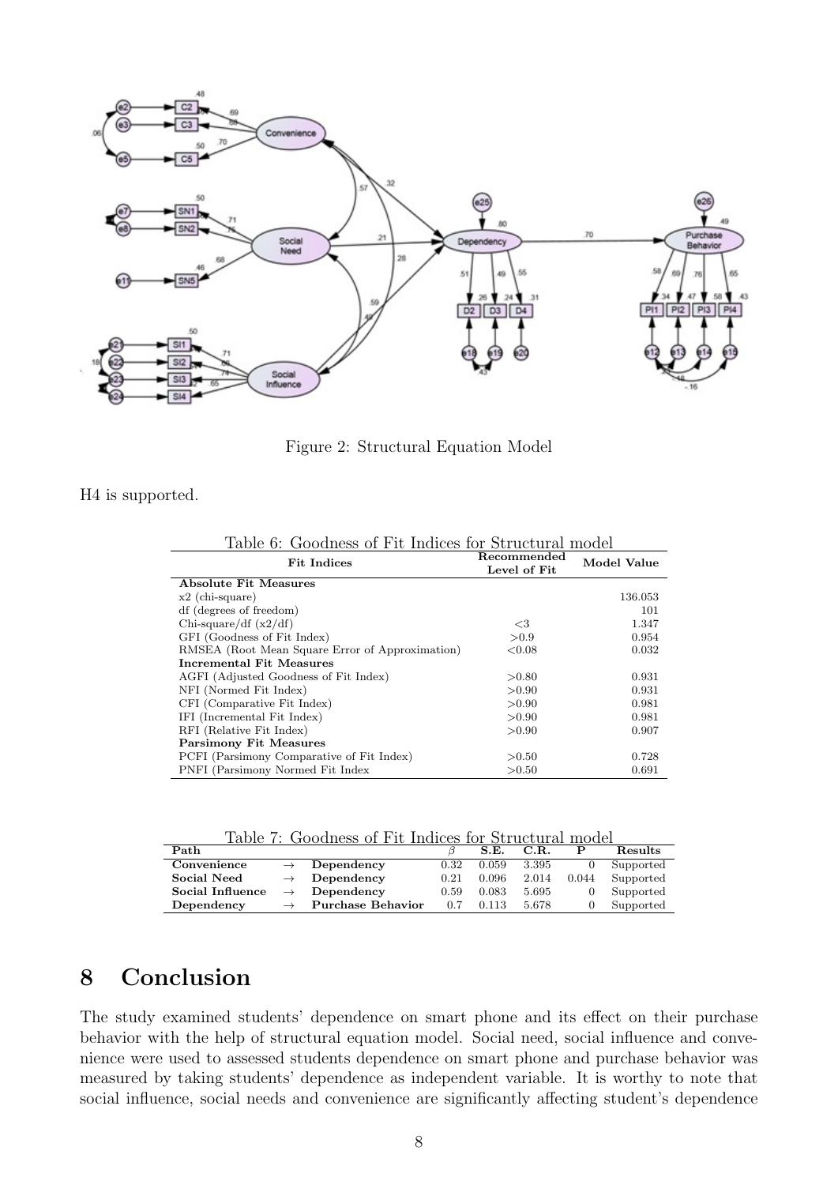Figure 2: Structural Equation Model

H4 is supported.

Table 6: Goodness of Fit Indices for Structural model

| Fit Indices | Recommended Level of Fit | Model Value |
|---|---|---|
| **Absolute Fit Measures** | | |
| x2 (chi-square) | | 136.053 |
| df (degrees of freedom) | | 101 |
| Chi-square/df (x2/df) | <3 | 1.347 |
| GFI (Goodness of Fit Index) | >0.9 | 0.954 |
| RMSEA (Root Mean Square Error of Approximation) | <0.08 | 0.032 |
| **Incremental Fit Measures** | | |
| AGFI (Adjusted Goodness of Fit Index) | >0.80 | 0.931 |
| NFI (Normed Fit Index) | >0.90 | 0.931 |
| CFI (Comparative Fit Index) | >0.90 | 0.981 |
| IFI (Incremental Fit Index) | >0.90 | 0.981 |
| RFI (Relative Fit Index) | >0.90 | 0.907 |
| **Parsimony Fit Measures** | | |
| PCFI (Parsimony Comparative of Fit Index) | >0.50 | 0.728 |
| PNFI (Parsimony Normed Fit Index | >0.50 | 0.691 |

Table 7: Goodness of Fit Indices for Structural model

| Path | | | $\beta$ | S.E. | C.R. | P | Results |
|---|---|---|---|---|---|---|---|
| **Convenience** | → | **Dependency** | 0.32 | 0.059 | 3.395 | 0 | Supported |
| **Social Need** | → | **Dependency** | 0.21 | 0.096 | 2.014 | 0.044 | Supported |
| **Social Influence** | → | **Dependency** | 0.59 | 0.083 | 5.695 | 0 | Supported |
| **Dependency** | → | **Purchase Behavior** | 0.7 | 0.113 | 5.678 | 0 | Supported |

# 8 Conclusion

The study examined students' dependence on smart phone and its effect on their purchase behavior with the help of structural equation model. Social need, social influence and convenience were used to assessed students dependence on smart phone and purchase behavior was measured by taking students' dependence as independent variable. It is worthy to note that social influence, social needs and convenience are significantly affecting student's dependence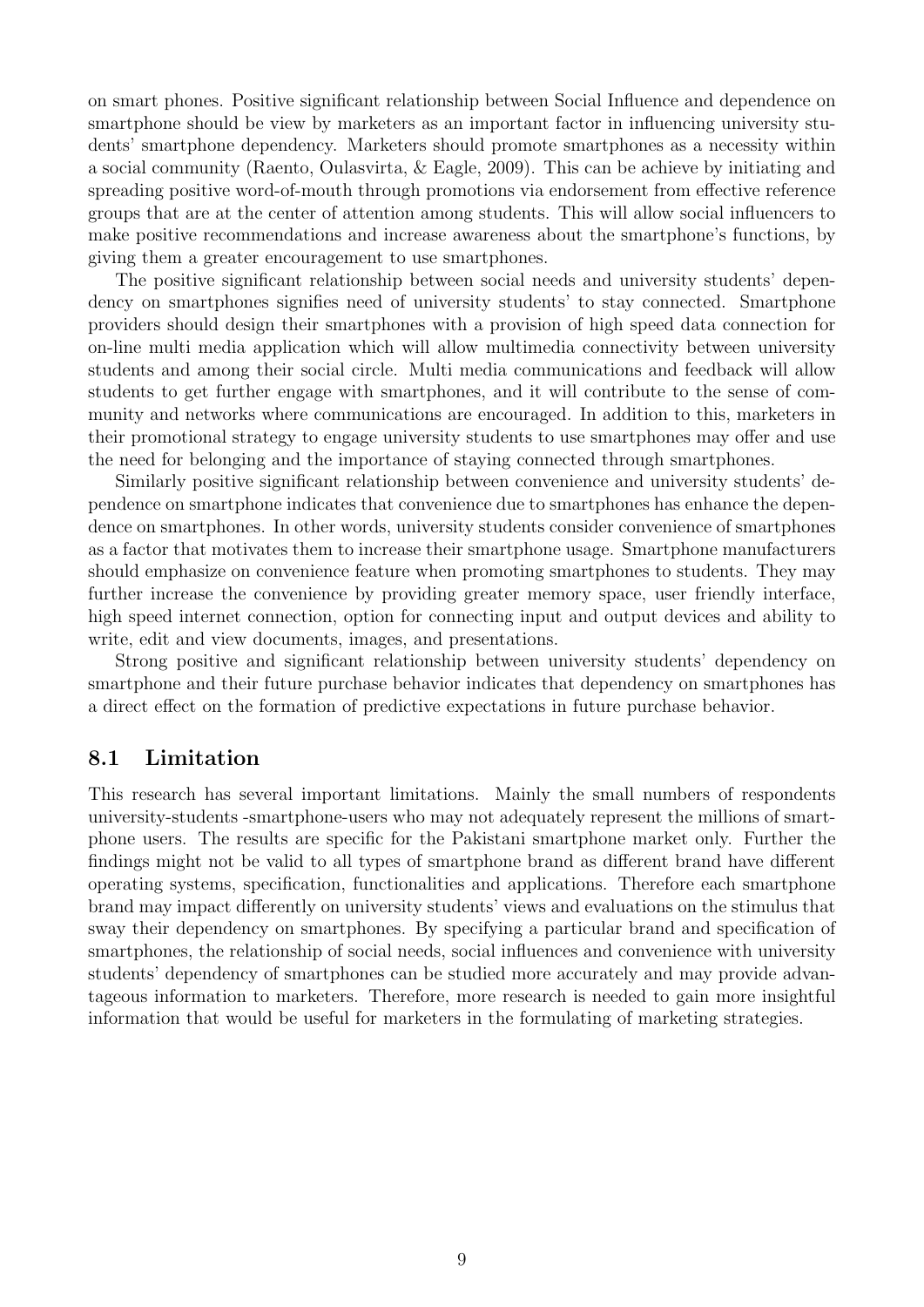on smart phones. Positive significant relationship between Social Influence and dependence on smartphone should be view by marketers as an important factor in influencing university students' smartphone dependency. Marketers should promote smartphones as a necessity within a social community (Raento, Oulasvirta, & Eagle, 2009). This can be achieve by initiating and spreading positive word-of-mouth through promotions via endorsement from effective reference groups that are at the center of attention among students. This will allow social influencers to make positive recommendations and increase awareness about the smartphone's functions, by giving them a greater encouragement to use smartphones.

The positive significant relationship between social needs and university students' dependency on smartphones signifies need of university students' to stay connected. Smartphone providers should design their smartphones with a provision of high speed data connection for on-line multi media application which will allow multimedia connectivity between university students and among their social circle. Multi media communications and feedback will allow students to get further engage with smartphones, and it will contribute to the sense of community and networks where communications are encouraged. In addition to this, marketers in their promotional strategy to engage university students to use smartphones may offer and use the need for belonging and the importance of staying connected through smartphones.

Similarly positive significant relationship between convenience and university students' dependence on smartphone indicates that convenience due to smartphones has enhance the dependence on smartphones. In other words, university students consider convenience of smartphones as a factor that motivates them to increase their smartphone usage. Smartphone manufacturers should emphasize on convenience feature when promoting smartphones to students. They may further increase the convenience by providing greater memory space, user friendly interface, high speed internet connection, option for connecting input and output devices and ability to write, edit and view documents, images, and presentations.

Strong positive and significant relationship between university students' dependency on smartphone and their future purchase behavior indicates that dependency on smartphones has a direct effect on the formation of predictive expectations in future purchase behavior.

## 8.1 Limitation

This research has several important limitations. Mainly the small numbers of respondents university-students -smartphone-users who may not adequately represent the millions of smartphone users. The results are specific for the Pakistani smartphone market only. Further the findings might not be valid to all types of smartphone brand as different brand have different operating systems, specification, functionalities and applications. Therefore each smartphone brand may impact differently on university students' views and evaluations on the stimulus that sway their dependency on smartphones. By specifying a particular brand and specification of smartphones, the relationship of social needs, social influences and convenience with university students' dependency of smartphones can be studied more accurately and may provide advantageous information to marketers. Therefore, more research is needed to gain more insightful information that would be useful for marketers in the formulating of marketing strategies.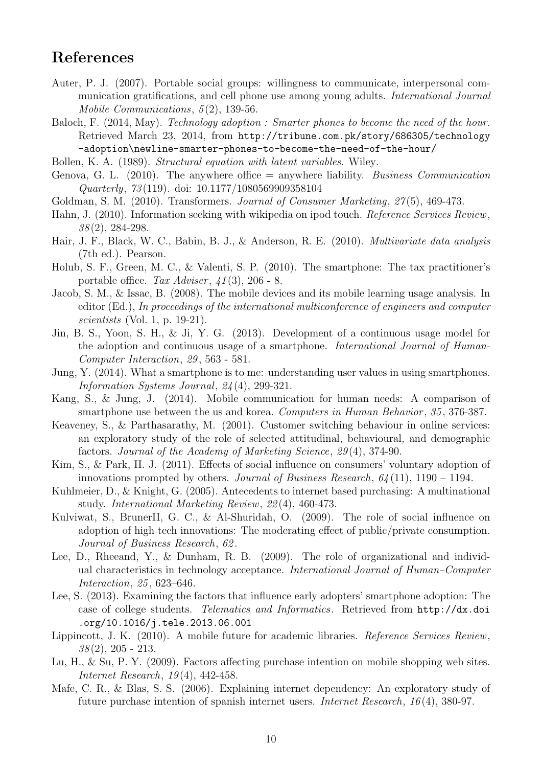## References

Auter, P. J. (2007). Portable social groups: willingness to communicate, interpersonal communication gratifications, and cell phone use among young adults. *International Journal Mobile Communications*, *5*(2), 139-56.

Baloch, F. (2014, May). *Technology adoption : Smarter phones to become the need of the hour.* Retrieved March 23, 2014, from http://tribune.com.pk/story/686305/technology-adoption\newline-smarter-phones-to-become-the-need-of-the-hour/

Bollen, K. A. (1989). *Structural equation with latent variables*. Wiley.

Genova, G. L. (2010). The anywhere office = anywhere liability. *Business Communication Quarterly*, *73*(119). doi: 10.1177/1080569909358104

Goldman, S. M. (2010). Transformers. *Journal of Consumer Marketing*, *27*(5), 469-473.

Hahn, J. (2010). Information seeking with wikipedia on ipod touch. *Reference Services Review*, *38*(2), 284-298.

Hair, J. F., Black, W. C., Babin, B. J., & Anderson, R. E. (2010). *Multivariate data analysis* (7th ed.). Pearson.

Holub, S. F., Green, M. C., & Valenti, S. P. (2010). The smartphone: The tax practitioner's portable office. *Tax Adviser*, *41*(3), 206 - 8.

Jacob, S. M., & Issac, B. (2008). The mobile devices and its mobile learning usage analysis. In editor (Ed.), *In proceedings of the international multiconference of engineers and computer scientists* (Vol. 1, p. 19-21).

Jin, B. S., Yoon, S. H., & Ji, Y. G. (2013). Development of a continuous usage model for the adoption and continuous usage of a smartphone. *International Journal of Human-Computer Interaction*, *29*, 563 - 581.

Jung, Y. (2014). What a smartphone is to me: understanding user values in using smartphones. *Information Systems Journal*, *24*(4), 299-321.

Kang, S., & Jung, J. (2014). Mobile communication for human needs: A comparison of smartphone use between the us and korea. *Computers in Human Behavior*, *35*, 376-387.

Keaveney, S., & Parthasarathy, M. (2001). Customer switching behaviour in online services: an exploratory study of the role of selected attitudinal, behavioural, and demographic factors. *Journal of the Academy of Marketing Science*, *29*(4), 374-90.

Kim, S., & Park, H. J. (2011). Effects of social influence on consumers' voluntary adoption of innovations prompted by others. *Journal of Business Research*, *64*(11), 1190 – 1194.

Kuhlmeier, D., & Knight, G. (2005). Antecedents to internet based purchasing: A multinational study. *International Marketing Review*, *22*(4), 460-473.

Kulviwat, S., BrunerII, G. C., & Al-Shuridah, O. (2009). The role of social influence on adoption of high tech innovations: The moderating effect of public/private consumption. *Journal of Business Research*, *62*.

Lee, D., Rheeand, Y., & Dunham, R. B. (2009). The role of organizational and individual characteristics in technology acceptance. *International Journal of Human–Computer Interaction*, *25*, 623–646.

Lee, S. (2013). Examining the factors that influence early adopters' smartphone adoption: The case of college students. *Telematics and Informatics*. Retrieved from http://dx.doi.org/10.1016/j.tele.2013.06.001

Lippincott, J. K. (2010). A mobile future for academic libraries. *Reference Services Review*, *38*(2), 205 - 213.

Lu, H., & Su, P. Y. (2009). Factors affecting purchase intention on mobile shopping web sites. *Internet Research*, *19*(4), 442-458.

Mafe, C. R., & Blas, S. S. (2006). Explaining internet dependency: An exploratory study of future purchase intention of spanish internet users. *Internet Research*, *16*(4), 380-97.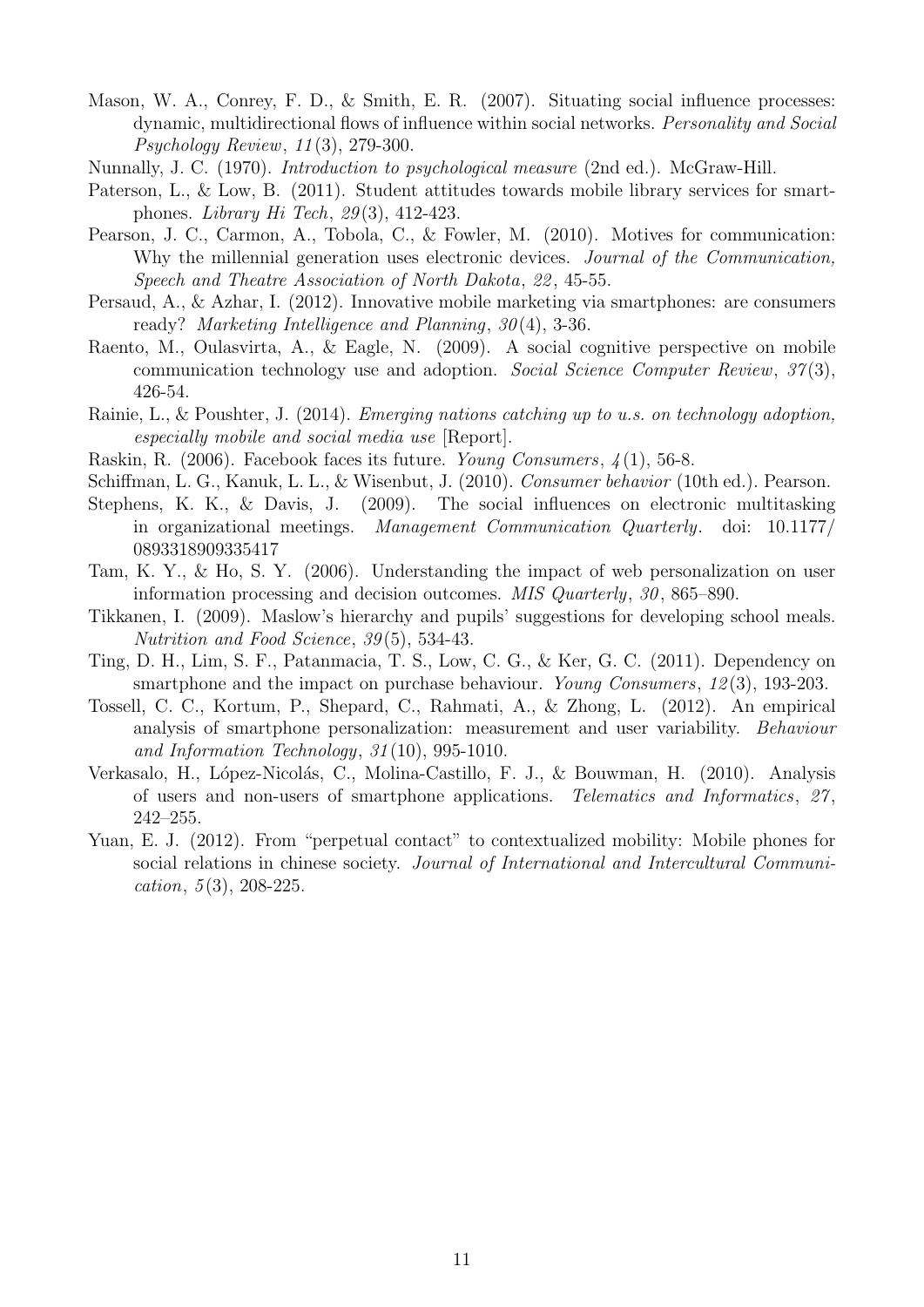Mason, W. A., Conrey, F. D., & Smith, E. R. (2007). Situating social influence processes: dynamic, multidirectional flows of influence within social networks. *Personality and Social Psychology Review*, *11*(3), 279-300.

Nunnally, J. C. (1970). *Introduction to psychological measure* (2nd ed.). McGraw-Hill.

Paterson, L., & Low, B. (2011). Student attitudes towards mobile library services for smartphones. *Library Hi Tech*, *29*(3), 412-423.

Pearson, J. C., Carmon, A., Tobola, C., & Fowler, M. (2010). Motives for communication: Why the millennial generation uses electronic devices. *Journal of the Communication, Speech and Theatre Association of North Dakota*, *22*, 45-55.

Persaud, A., & Azhar, I. (2012). Innovative mobile marketing via smartphones: are consumers ready? *Marketing Intelligence and Planning*, *30*(4), 3-36.

Raento, M., Oulasvirta, A., & Eagle, N. (2009). A social cognitive perspective on mobile communication technology use and adoption. *Social Science Computer Review*, *37*(3), 426-54.

Rainie, L., & Poushter, J. (2014). *Emerging nations catching up to u.s. on technology adoption, especially mobile and social media use* [Report].

Raskin, R. (2006). Facebook faces its future. *Young Consumers*, *4*(1), 56-8.

Schiffman, L. G., Kanuk, L. L., & Wisenbut, J. (2010). *Consumer behavior* (10th ed.). Pearson.

Stephens, K. K., & Davis, J. (2009). The social influences on electronic multitasking in organizational meetings. *Management Communication Quarterly*. doi: 10.1177/0893318909335417

Tam, K. Y., & Ho, S. Y. (2006). Understanding the impact of web personalization on user information processing and decision outcomes. *MIS Quarterly*, *30*, 865–890.

Tikkanen, I. (2009). Maslow's hierarchy and pupils' suggestions for developing school meals. *Nutrition and Food Science*, *39*(5), 534-43.

Ting, D. H., Lim, S. F., Patanmacia, T. S., Low, C. G., & Ker, G. C. (2011). Dependency on smartphone and the impact on purchase behaviour. *Young Consumers*, *12*(3), 193-203.

Tossell, C. C., Kortum, P., Shepard, C., Rahmati, A., & Zhong, L. (2012). An empirical analysis of smartphone personalization: measurement and user variability. *Behaviour and Information Technology*, *31*(10), 995-1010.

Verkasalo, H., López-Nicolás, C., Molina-Castillo, F. J., & Bouwman, H. (2010). Analysis of users and non-users of smartphone applications. *Telematics and Informatics*, *27*, 242–255.

Yuan, E. J. (2012). From "perpetual contact" to contextualized mobility: Mobile phones for social relations in chinese society. *Journal of International and Intercultural Communication*, *5*(3), 208-225.